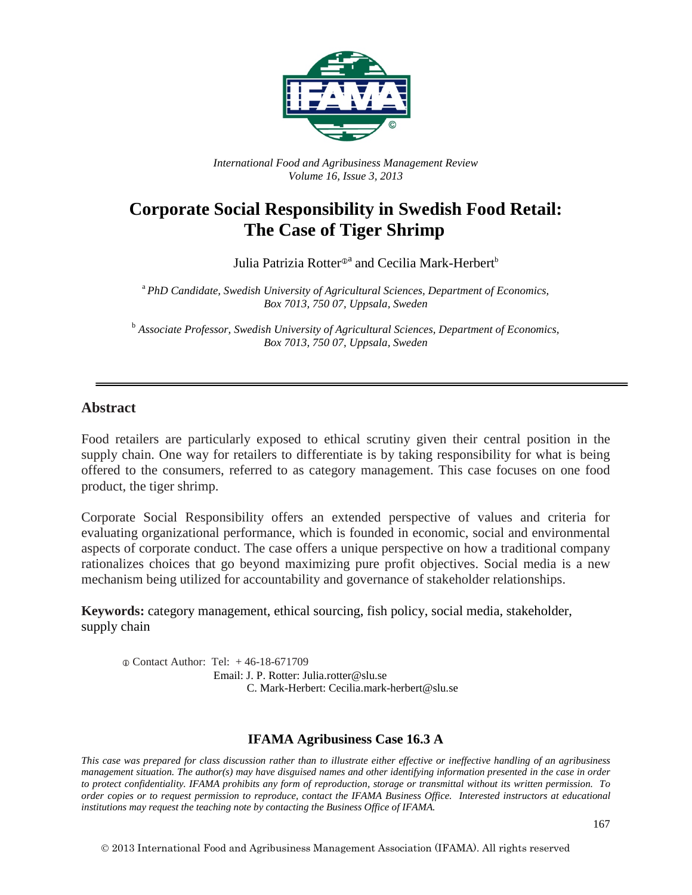*International Food and Agribusiness Management Review*
*Volume 16, Issue 3, 2013*

# Corporate Social Responsibility in Swedish Food Retail: The Case of Tiger Shrimp

Julia Patrizia Rotter[ⓘa] and Cecilia Mark-Herbert[b]

[a] *PhD Candidate, Swedish University of Agricultural Sciences, Department of Economics, Box 7013, 750 07, Uppsala, Sweden*

[b] *Associate Professor, Swedish University of Agricultural Sciences, Department of Economics, Box 7013, 750 07, Uppsala, Sweden*

---

## Abstract

Food retailers are particularly exposed to ethical scrutiny given their central position in the supply chain. One way for retailers to differentiate is by taking responsibility for what is being offered to the consumers, referred to as category management. This case focuses on one food product, the tiger shrimp.

Corporate Social Responsibility offers an extended perspective of values and criteria for evaluating organizational performance, which is founded in economic, social and environmental aspects of corporate conduct. The case offers a unique perspective on how a traditional company rationalizes choices that go beyond maximizing pure profit objectives. Social media is a new mechanism being utilized for accountability and governance of stakeholder relationships.

**Keywords:** category management, ethical sourcing, fish policy, social media, stakeholder, supply chain

ⓘ Contact Author: Tel: + 46-18-671709
Email: J. P. Rotter: Julia.rotter@slu.se
C. Mark-Herbert: Cecilia.mark-herbert@slu.se

### IFAMA Agribusiness Case 16.3 A

*This case was prepared for class discussion rather than to illustrate either effective or ineffective handling of an agribusiness management situation. The author(s) may have disguised names and other identifying information presented in the case in order to protect confidentiality. IFAMA prohibits any form of reproduction, storage or transmittal without its written permission. To order copies or to request permission to reproduce, contact the IFAMA Business Office. Interested instructors at educational institutions may request the teaching note by contacting the Business Office of IFAMA.*

© 2013 International Food and Agribusiness Management Association (IFAMA). All rights reserved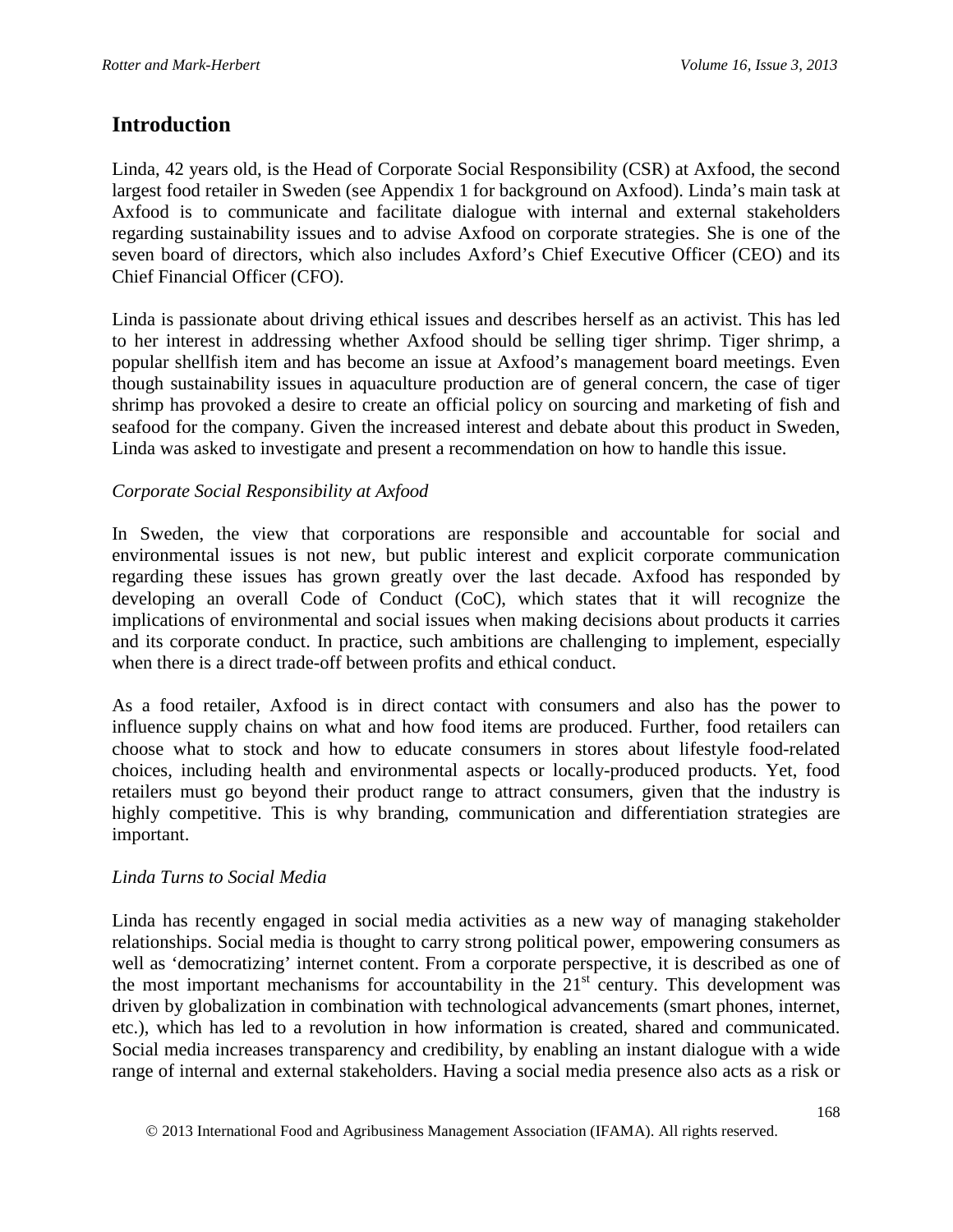## Introduction

Linda, 42 years old, is the Head of Corporate Social Responsibility (CSR) at Axfood, the second largest food retailer in Sweden (see Appendix 1 for background on Axfood). Linda's main task at Axfood is to communicate and facilitate dialogue with internal and external stakeholders regarding sustainability issues and to advise Axfood on corporate strategies. She is one of the seven board of directors, which also includes Axford's Chief Executive Officer (CEO) and its Chief Financial Officer (CFO).

Linda is passionate about driving ethical issues and describes herself as an activist. This has led to her interest in addressing whether Axfood should be selling tiger shrimp. Tiger shrimp, a popular shellfish item and has become an issue at Axfood's management board meetings. Even though sustainability issues in aquaculture production are of general concern, the case of tiger shrimp has provoked a desire to create an official policy on sourcing and marketing of fish and seafood for the company. Given the increased interest and debate about this product in Sweden, Linda was asked to investigate and present a recommendation on how to handle this issue.

*Corporate Social Responsibility at Axfood*

In Sweden, the view that corporations are responsible and accountable for social and environmental issues is not new, but public interest and explicit corporate communication regarding these issues has grown greatly over the last decade. Axfood has responded by developing an overall Code of Conduct (CoC), which states that it will recognize the implications of environmental and social issues when making decisions about products it carries and its corporate conduct. In practice, such ambitions are challenging to implement, especially when there is a direct trade-off between profits and ethical conduct.

As a food retailer, Axfood is in direct contact with consumers and also has the power to influence supply chains on what and how food items are produced. Further, food retailers can choose what to stock and how to educate consumers in stores about lifestyle food-related choices, including health and environmental aspects or locally-produced products. Yet, food retailers must go beyond their product range to attract consumers, given that the industry is highly competitive. This is why branding, communication and differentiation strategies are important.

*Linda Turns to Social Media*

Linda has recently engaged in social media activities as a new way of managing stakeholder relationships. Social media is thought to carry strong political power, empowering consumers as well as 'democratizing' internet content. From a corporate perspective, it is described as one of the most important mechanisms for accountability in the 21st century. This development was driven by globalization in combination with technological advancements (smart phones, internet, etc.), which has led to a revolution in how information is created, shared and communicated. Social media increases transparency and credibility, by enabling an instant dialogue with a wide range of internal and external stakeholders. Having a social media presence also acts as a risk or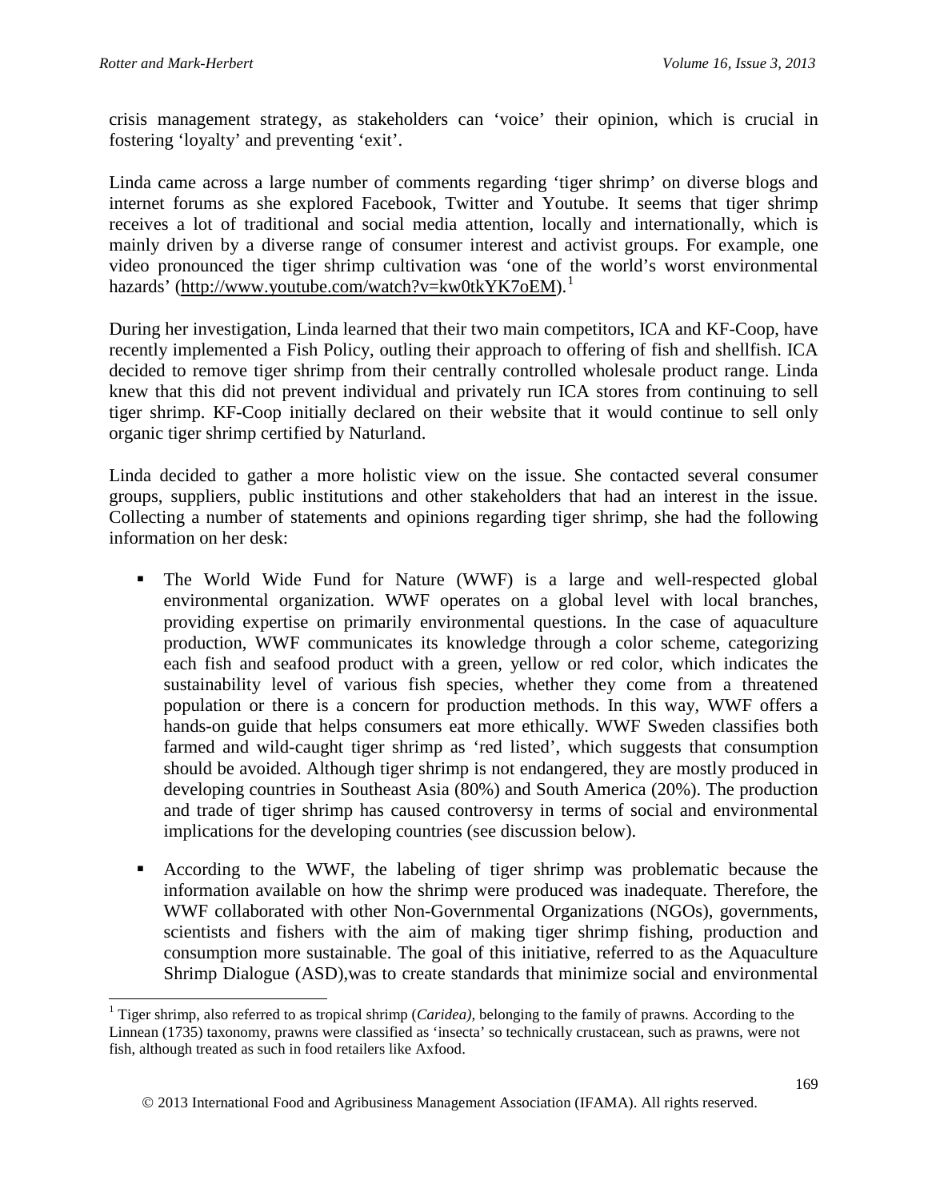crisis management strategy, as stakeholders can 'voice' their opinion, which is crucial in fostering 'loyalty' and preventing 'exit'.

Linda came across a large number of comments regarding 'tiger shrimp' on diverse blogs and internet forums as she explored Facebook, Twitter and Youtube. It seems that tiger shrimp receives a lot of traditional and social media attention, locally and internationally, which is mainly driven by a diverse range of consumer interest and activist groups. For example, one video pronounced the tiger shrimp cultivation was 'one of the world's worst environmental hazards' (http://www.youtube.com/watch?v=kw0tkYK7oEM).[1]

During her investigation, Linda learned that their two main competitors, ICA and KF-Coop, have recently implemented a Fish Policy, outling their approach to offering of fish and shellfish. ICA decided to remove tiger shrimp from their centrally controlled wholesale product range. Linda knew that this did not prevent individual and privately run ICA stores from continuing to sell tiger shrimp. KF-Coop initially declared on their website that it would continue to sell only organic tiger shrimp certified by Naturland.

Linda decided to gather a more holistic view on the issue. She contacted several consumer groups, suppliers, public institutions and other stakeholders that had an interest in the issue. Collecting a number of statements and opinions regarding tiger shrimp, she had the following information on her desk:

- The World Wide Fund for Nature (WWF) is a large and well-respected global environmental organization. WWF operates on a global level with local branches, providing expertise on primarily environmental questions. In the case of aquaculture production, WWF communicates its knowledge through a color scheme, categorizing each fish and seafood product with a green, yellow or red color, which indicates the sustainability level of various fish species, whether they come from a threatened population or there is a concern for production methods. In this way, WWF offers a hands-on guide that helps consumers eat more ethically. WWF Sweden classifies both farmed and wild-caught tiger shrimp as 'red listed', which suggests that consumption should be avoided. Although tiger shrimp is not endangered, they are mostly produced in developing countries in Southeast Asia (80%) and South America (20%). The production and trade of tiger shrimp has caused controversy in terms of social and environmental implications for the developing countries (see discussion below).

- According to the WWF, the labeling of tiger shrimp was problematic because the information available on how the shrimp were produced was inadequate. Therefore, the WWF collaborated with other Non-Governmental Organizations (NGOs), governments, scientists and fishers with the aim of making tiger shrimp fishing, production and consumption more sustainable. The goal of this initiative, referred to as the Aquaculture Shrimp Dialogue (ASD),was to create standards that minimize social and environmental

[1] Tiger shrimp, also referred to as tropical shrimp (*Caridea),* belonging to the family of prawns. According to the Linnean (1735) taxonomy, prawns were classified as 'insecta' so technically crustacean, such as prawns, were not fish, although treated as such in food retailers like Axfood.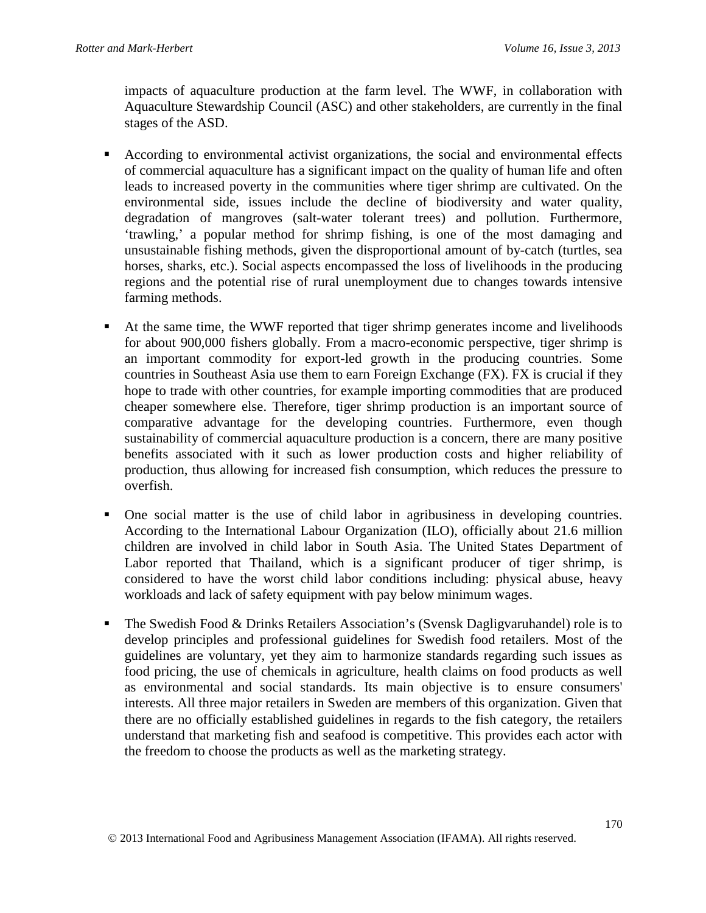impacts of aquaculture production at the farm level. The WWF, in collaboration with Aquaculture Stewardship Council (ASC) and other stakeholders, are currently in the final stages of the ASD.

- According to environmental activist organizations, the social and environmental effects of commercial aquaculture has a significant impact on the quality of human life and often leads to increased poverty in the communities where tiger shrimp are cultivated. On the environmental side, issues include the decline of biodiversity and water quality, degradation of mangroves (salt-water tolerant trees) and pollution. Furthermore, 'trawling,' a popular method for shrimp fishing, is one of the most damaging and unsustainable fishing methods, given the disproportional amount of by-catch (turtles, sea horses, sharks, etc.). Social aspects encompassed the loss of livelihoods in the producing regions and the potential rise of rural unemployment due to changes towards intensive farming methods.

- At the same time, the WWF reported that tiger shrimp generates income and livelihoods for about 900,000 fishers globally. From a macro-economic perspective, tiger shrimp is an important commodity for export-led growth in the producing countries. Some countries in Southeast Asia use them to earn Foreign Exchange (FX). FX is crucial if they hope to trade with other countries, for example importing commodities that are produced cheaper somewhere else. Therefore, tiger shrimp production is an important source of comparative advantage for the developing countries. Furthermore, even though sustainability of commercial aquaculture production is a concern, there are many positive benefits associated with it such as lower production costs and higher reliability of production, thus allowing for increased fish consumption, which reduces the pressure to overfish.

- One social matter is the use of child labor in agribusiness in developing countries. According to the International Labour Organization (ILO), officially about 21.6 million children are involved in child labor in South Asia. The United States Department of Labor reported that Thailand, which is a significant producer of tiger shrimp, is considered to have the worst child labor conditions including: physical abuse, heavy workloads and lack of safety equipment with pay below minimum wages.

- The Swedish Food & Drinks Retailers Association's (Svensk Dagligvaruhandel) role is to develop principles and professional guidelines for Swedish food retailers. Most of the guidelines are voluntary, yet they aim to harmonize standards regarding such issues as food pricing, the use of chemicals in agriculture, health claims on food products as well as environmental and social standards. Its main objective is to ensure consumers' interests. All three major retailers in Sweden are members of this organization. Given that there are no officially established guidelines in regards to the fish category, the retailers understand that marketing fish and seafood is competitive. This provides each actor with the freedom to choose the products as well as the marketing strategy.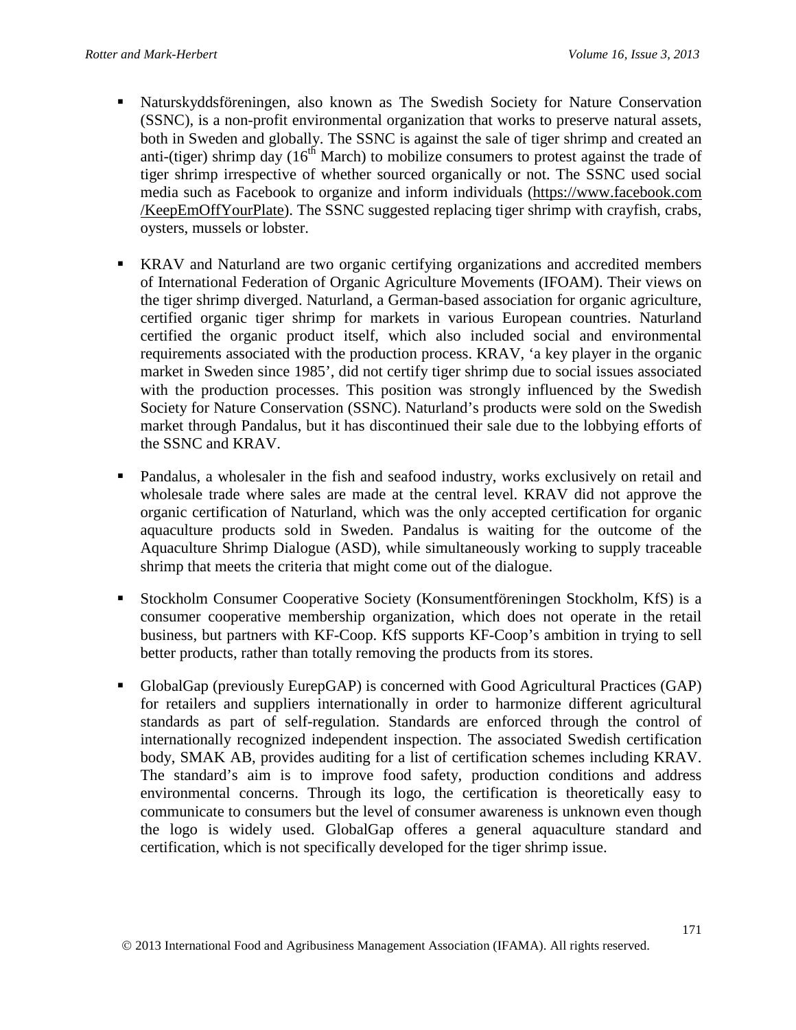- Naturskyddsföreningen, also known as The Swedish Society for Nature Conservation (SSNC), is a non-profit environmental organization that works to preserve natural assets, both in Sweden and globally. The SSNC is against the sale of tiger shrimp and created an anti-(tiger) shrimp day (16th March) to mobilize consumers to protest against the trade of tiger shrimp irrespective of whether sourced organically or not. The SSNC used social media such as Facebook to organize and inform individuals (https://www.facebook.com/KeepEmOffYourPlate). The SSNC suggested replacing tiger shrimp with crayfish, crabs, oysters, mussels or lobster.

- KRAV and Naturland are two organic certifying organizations and accredited members of International Federation of Organic Agriculture Movements (IFOAM). Their views on the tiger shrimp diverged. Naturland, a German-based association for organic agriculture, certified organic tiger shrimp for markets in various European countries. Naturland certified the organic product itself, which also included social and environmental requirements associated with the production process. KRAV, 'a key player in the organic market in Sweden since 1985', did not certify tiger shrimp due to social issues associated with the production processes. This position was strongly influenced by the Swedish Society for Nature Conservation (SSNC). Naturland's products were sold on the Swedish market through Pandalus, but it has discontinued their sale due to the lobbying efforts of the SSNC and KRAV.

- Pandalus, a wholesaler in the fish and seafood industry, works exclusively on retail and wholesale trade where sales are made at the central level. KRAV did not approve the organic certification of Naturland, which was the only accepted certification for organic aquaculture products sold in Sweden. Pandalus is waiting for the outcome of the Aquaculture Shrimp Dialogue (ASD), while simultaneously working to supply traceable shrimp that meets the criteria that might come out of the dialogue.

- Stockholm Consumer Cooperative Society (Konsumentföreningen Stockholm, KfS) is a consumer cooperative membership organization, which does not operate in the retail business, but partners with KF-Coop. KfS supports KF-Coop's ambition in trying to sell better products, rather than totally removing the products from its stores.

- GlobalGap (previously EurepGAP) is concerned with Good Agricultural Practices (GAP) for retailers and suppliers internationally in order to harmonize different agricultural standards as part of self-regulation. Standards are enforced through the control of internationally recognized independent inspection. The associated Swedish certification body, SMAK AB, provides auditing for a list of certification schemes including KRAV. The standard's aim is to improve food safety, production conditions and address environmental concerns. Through its logo, the certification is theoretically easy to communicate to consumers but the level of consumer awareness is unknown even though the logo is widely used. GlobalGap offeres a general aquaculture standard and certification, which is not specifically developed for the tiger shrimp issue.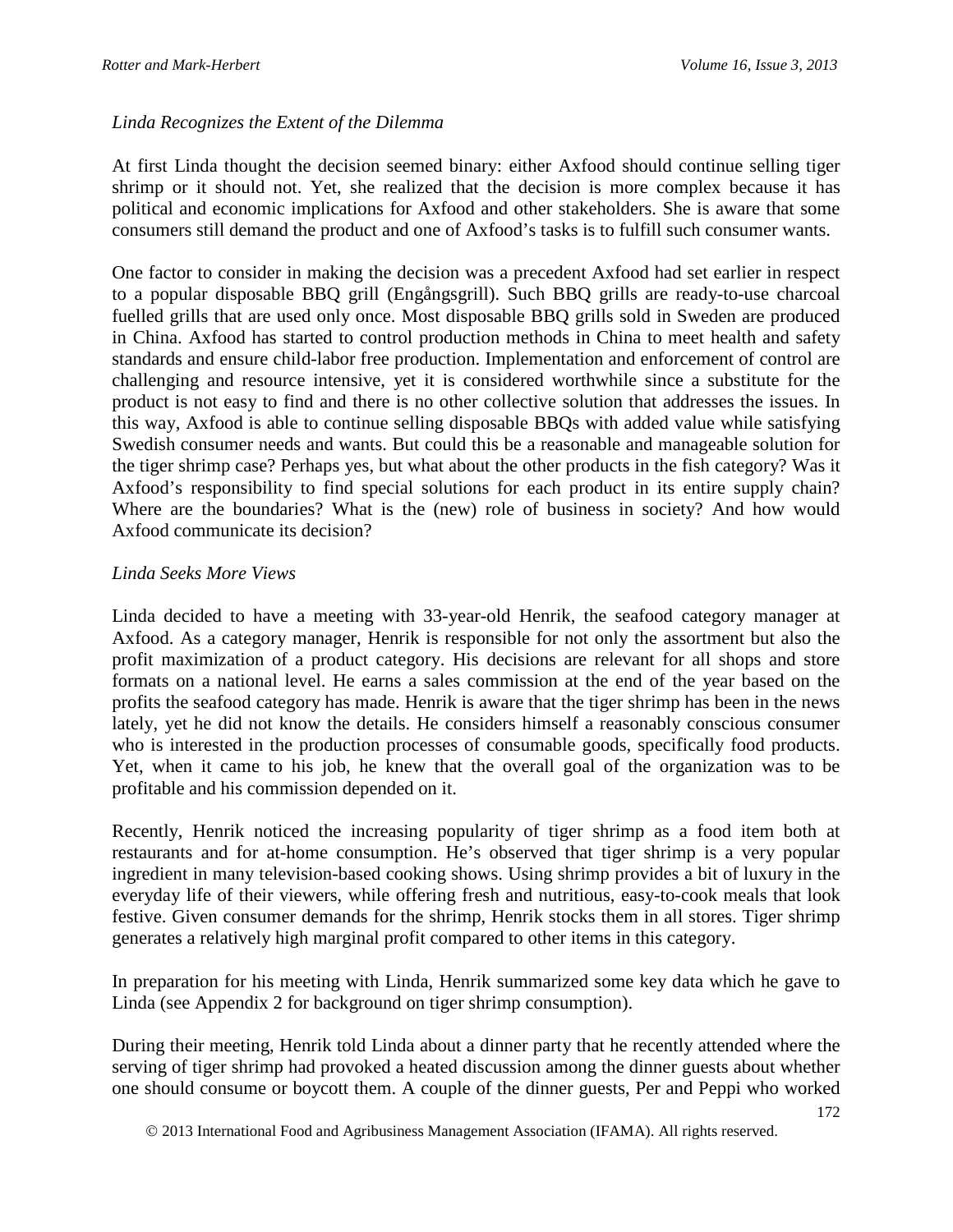*Linda Recognizes the Extent of the Dilemma*

At first Linda thought the decision seemed binary: either Axfood should continue selling tiger shrimp or it should not. Yet, she realized that the decision is more complex because it has political and economic implications for Axfood and other stakeholders. She is aware that some consumers still demand the product and one of Axfood's tasks is to fulfill such consumer wants.

One factor to consider in making the decision was a precedent Axfood had set earlier in respect to a popular disposable BBQ grill (Engångsgrill). Such BBQ grills are ready-to-use charcoal fuelled grills that are used only once. Most disposable BBQ grills sold in Sweden are produced in China. Axfood has started to control production methods in China to meet health and safety standards and ensure child-labor free production. Implementation and enforcement of control are challenging and resource intensive, yet it is considered worthwhile since a substitute for the product is not easy to find and there is no other collective solution that addresses the issues. In this way, Axfood is able to continue selling disposable BBQs with added value while satisfying Swedish consumer needs and wants. But could this be a reasonable and manageable solution for the tiger shrimp case? Perhaps yes, but what about the other products in the fish category? Was it Axfood's responsibility to find special solutions for each product in its entire supply chain? Where are the boundaries? What is the (new) role of business in society? And how would Axfood communicate its decision?

*Linda Seeks More Views*

Linda decided to have a meeting with 33-year-old Henrik, the seafood category manager at Axfood. As a category manager, Henrik is responsible for not only the assortment but also the profit maximization of a product category. His decisions are relevant for all shops and store formats on a national level. He earns a sales commission at the end of the year based on the profits the seafood category has made. Henrik is aware that the tiger shrimp has been in the news lately, yet he did not know the details. He considers himself a reasonably conscious consumer who is interested in the production processes of consumable goods, specifically food products. Yet, when it came to his job, he knew that the overall goal of the organization was to be profitable and his commission depended on it.

Recently, Henrik noticed the increasing popularity of tiger shrimp as a food item both at restaurants and for at-home consumption. He's observed that tiger shrimp is a very popular ingredient in many television-based cooking shows. Using shrimp provides a bit of luxury in the everyday life of their viewers, while offering fresh and nutritious, easy-to-cook meals that look festive. Given consumer demands for the shrimp, Henrik stocks them in all stores. Tiger shrimp generates a relatively high marginal profit compared to other items in this category.

In preparation for his meeting with Linda, Henrik summarized some key data which he gave to Linda (see Appendix 2 for background on tiger shrimp consumption).

During their meeting, Henrik told Linda about a dinner party that he recently attended where the serving of tiger shrimp had provoked a heated discussion among the dinner guests about whether one should consume or boycott them. A couple of the dinner guests, Per and Peppi who worked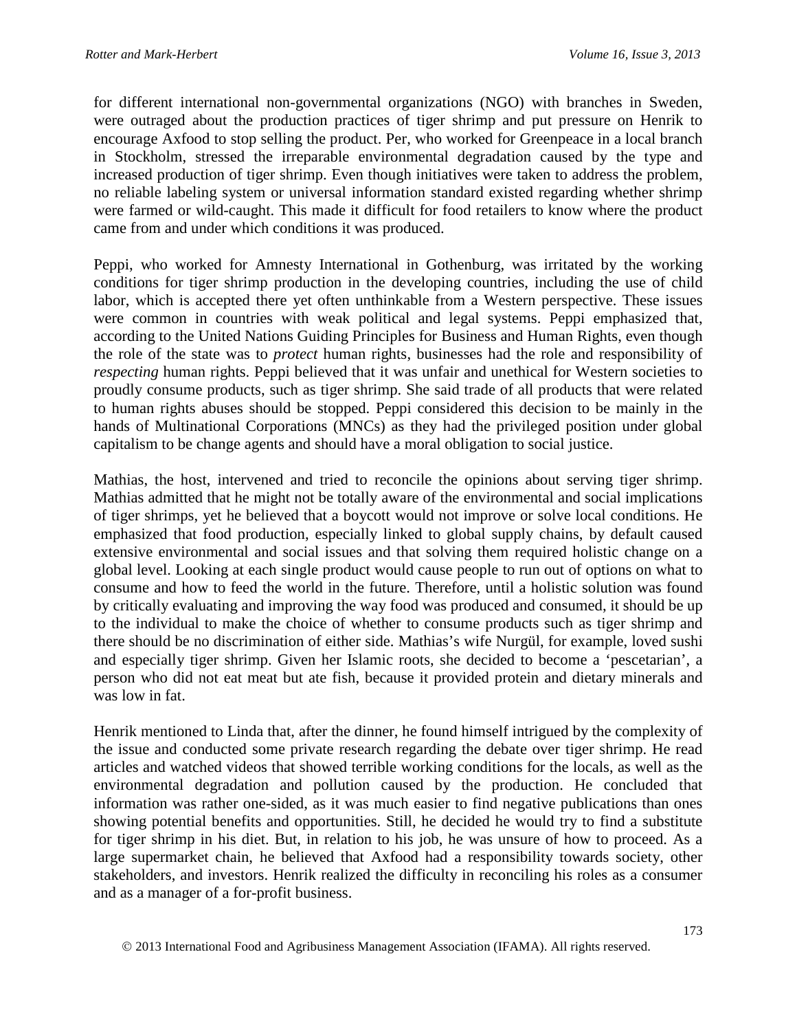for different international non-governmental organizations (NGO) with branches in Sweden, were outraged about the production practices of tiger shrimp and put pressure on Henrik to encourage Axfood to stop selling the product. Per, who worked for Greenpeace in a local branch in Stockholm, stressed the irreparable environmental degradation caused by the type and increased production of tiger shrimp. Even though initiatives were taken to address the problem, no reliable labeling system or universal information standard existed regarding whether shrimp were farmed or wild-caught. This made it difficult for food retailers to know where the product came from and under which conditions it was produced.

Peppi, who worked for Amnesty International in Gothenburg, was irritated by the working conditions for tiger shrimp production in the developing countries, including the use of child labor, which is accepted there yet often unthinkable from a Western perspective. These issues were common in countries with weak political and legal systems. Peppi emphasized that, according to the United Nations Guiding Principles for Business and Human Rights, even though the role of the state was to *protect* human rights, businesses had the role and responsibility of *respecting* human rights. Peppi believed that it was unfair and unethical for Western societies to proudly consume products, such as tiger shrimp. She said trade of all products that were related to human rights abuses should be stopped. Peppi considered this decision to be mainly in the hands of Multinational Corporations (MNCs) as they had the privileged position under global capitalism to be change agents and should have a moral obligation to social justice.

Mathias, the host, intervened and tried to reconcile the opinions about serving tiger shrimp. Mathias admitted that he might not be totally aware of the environmental and social implications of tiger shrimps, yet he believed that a boycott would not improve or solve local conditions. He emphasized that food production, especially linked to global supply chains, by default caused extensive environmental and social issues and that solving them required holistic change on a global level. Looking at each single product would cause people to run out of options on what to consume and how to feed the world in the future. Therefore, until a holistic solution was found by critically evaluating and improving the way food was produced and consumed, it should be up to the individual to make the choice of whether to consume products such as tiger shrimp and there should be no discrimination of either side. Mathias's wife Nurgül, for example, loved sushi and especially tiger shrimp. Given her Islamic roots, she decided to become a 'pescetarian', a person who did not eat meat but ate fish, because it provided protein and dietary minerals and was low in fat.

Henrik mentioned to Linda that, after the dinner, he found himself intrigued by the complexity of the issue and conducted some private research regarding the debate over tiger shrimp. He read articles and watched videos that showed terrible working conditions for the locals, as well as the environmental degradation and pollution caused by the production. He concluded that information was rather one-sided, as it was much easier to find negative publications than ones showing potential benefits and opportunities. Still, he decided he would try to find a substitute for tiger shrimp in his diet. But, in relation to his job, he was unsure of how to proceed. As a large supermarket chain, he believed that Axfood had a responsibility towards society, other stakeholders, and investors. Henrik realized the difficulty in reconciling his roles as a consumer and as a manager of a for-profit business.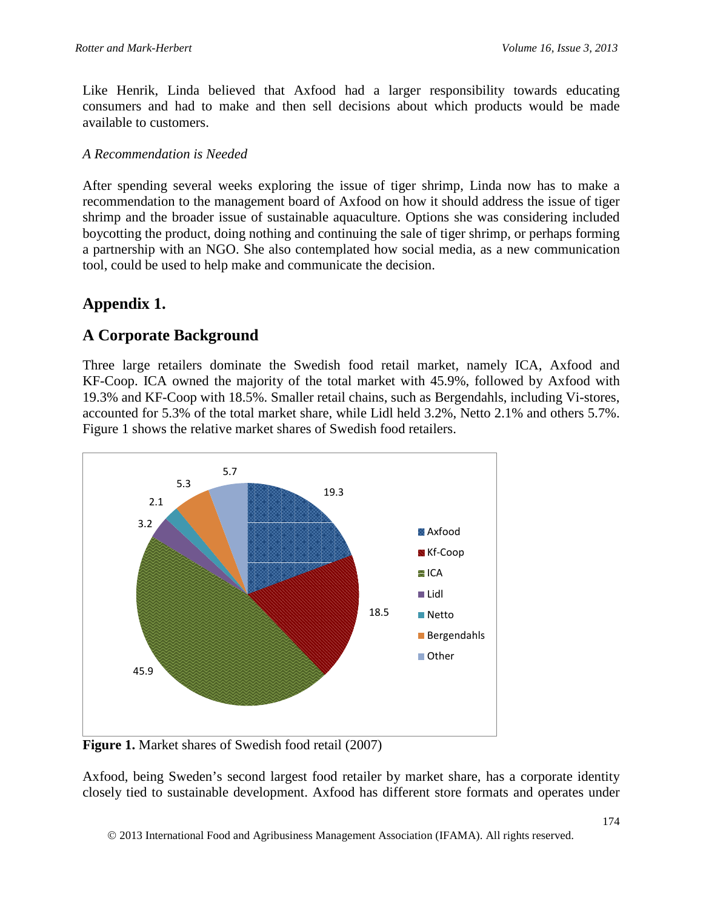Like Henrik, Linda believed that Axfood had a larger responsibility towards educating consumers and had to make and then sell decisions about which products would be made available to customers.

*A Recommendation is Needed*

After spending several weeks exploring the issue of tiger shrimp, Linda now has to make a recommendation to the management board of Axfood on how it should address the issue of tiger shrimp and the broader issue of sustainable aquaculture. Options she was considering included boycotting the product, doing nothing and continuing the sale of tiger shrimp, or perhaps forming a partnership with an NGO. She also contemplated how social media, as a new communication tool, could be used to help make and communicate the decision.

## Appendix 1.

## A Corporate Background

Three large retailers dominate the Swedish food retail market, namely ICA, Axfood and KF-Coop. ICA owned the majority of the total market with 45.9%, followed by Axfood with 19.3% and KF-Coop with 18.5%. Smaller retail chains, such as Bergendahls, including Vi-stores, accounted for 5.3% of the total market share, while Lidl held 3.2%, Netto 2.1% and others 5.7%. Figure 1 shows the relative market shares of Swedish food retailers.

| Retailer | Market share (%) |
|---|---|
| Axfood | 19.3 |
| Kf-Coop | 18.5 |
| ICA | 45.9 |
| Lidl | 3.2 |
| Netto | 2.1 |
| Bergendahls | 5.3 |
| Other | 5.7 |

**Figure 1.** Market shares of Swedish food retail (2007)

Axfood, being Sweden's second largest food retailer by market share, has a corporate identity closely tied to sustainable development. Axfood has different store formats and operates under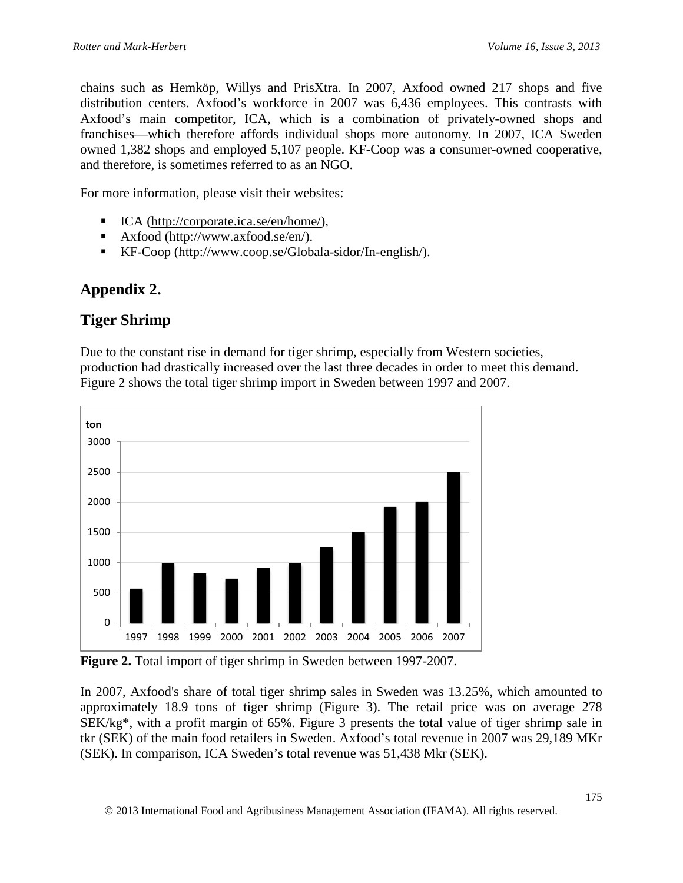chains such as Hemköp, Willys and PrisXtra. In 2007, Axfood owned 217 shops and five distribution centers. Axfood's workforce in 2007 was 6,436 employees. This contrasts with Axfood's main competitor, ICA, which is a combination of privately-owned shops and franchises—which therefore affords individual shops more autonomy. In 2007, ICA Sweden owned 1,382 shops and employed 5,107 people. KF-Coop was a consumer-owned cooperative, and therefore, is sometimes referred to as an NGO.

For more information, please visit their websites:

- ICA (http://corporate.ica.se/en/home/),
- Axfood (http://www.axfood.se/en/).
- KF-Coop (http://www.coop.se/Globala-sidor/In-english/).

## Appendix 2.

## Tiger Shrimp

Due to the constant rise in demand for tiger shrimp, especially from Western societies, production had drastically increased over the last three decades in order to meet this demand. Figure 2 shows the total tiger shrimp import in Sweden between 1997 and 2007.

**Figure 2.** Total import of tiger shrimp in Sweden between 1997-2007.

In 2007, Axfood's share of total tiger shrimp sales in Sweden was 13.25%, which amounted to approximately 18.9 tons of tiger shrimp (Figure 3). The retail price was on average 278 SEK/kg*, with a profit margin of 65%. Figure 3 presents the total value of tiger shrimp sale in tkr (SEK) of the main food retailers in Sweden. Axfood's total revenue in 2007 was 29,189 MKr (SEK). In comparison, ICA Sweden's total revenue was 51,438 Mkr (SEK).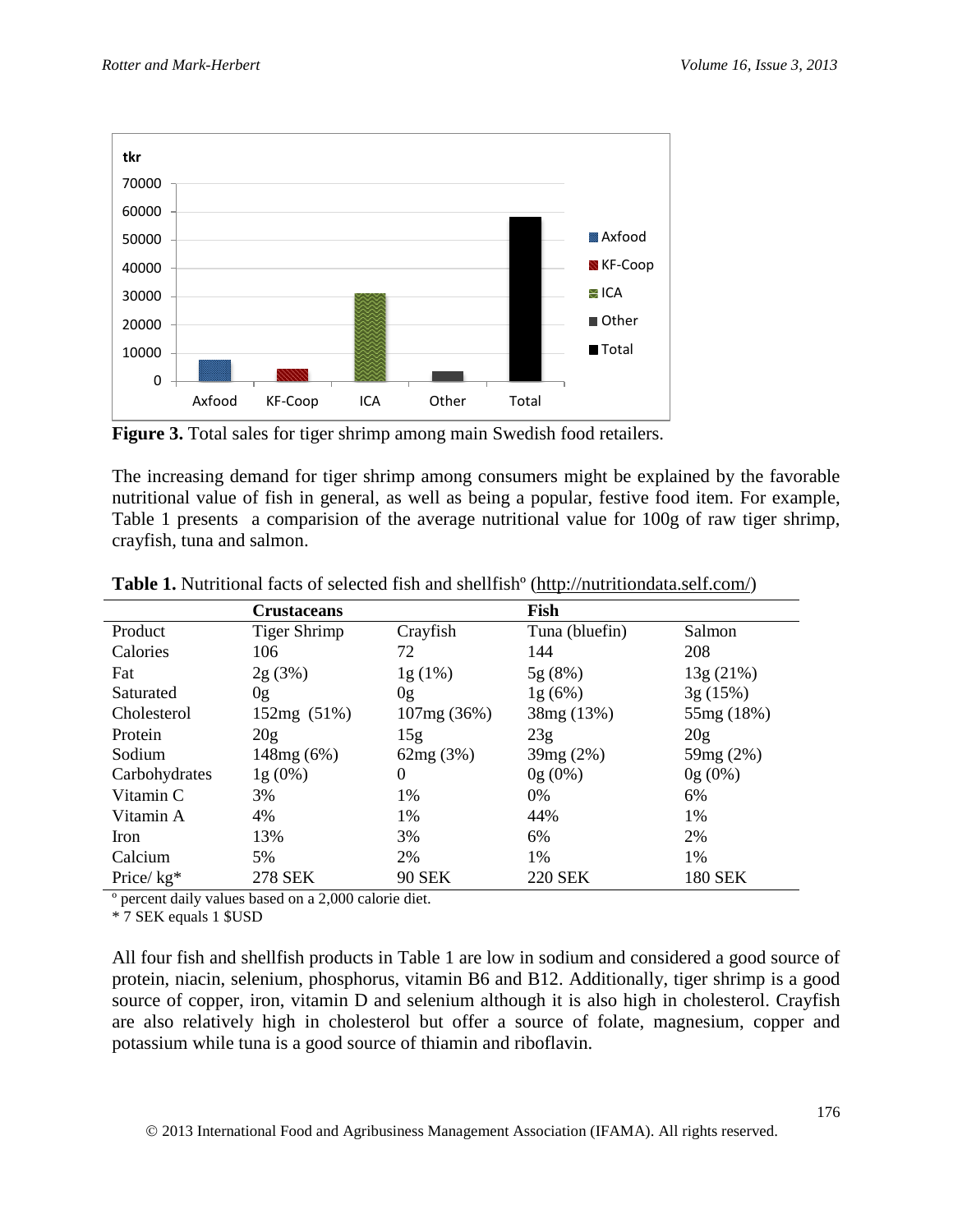tkr

70000

60000

50000

40000

30000

20000

10000

0

Axfood

KF-Coop

ICA

Other

Total

Axfood

KF-Coop

ICA

Other

Total

**Figure 3.** Total sales for tiger shrimp among main Swedish food retailers.

The increasing demand for tiger shrimp among consumers might be explained by the favorable nutritional value of fish in general, as well as being a popular, festive food item. For example, Table 1 presents a comparision of the average nutritional value for 100g of raw tiger shrimp, crayfish, tuna and salmon.

**Table 1.** Nutritional facts of selected fish and shellfishº (http://nutritiondata.self.com/)

| | Crustaceans | | Fish | |
|---|---|---|---|---|
| Product | Tiger Shrimp | Crayfish | Tuna (bluefin) | Salmon |
| Calories | 106 | 72 | 144 | 208 |
| Fat | 2g (3%) | 1g (1%) | 5g (8%) | 13g (21%) |
| Saturated | 0g | 0g | 1g (6%) | 3g (15%) |
| Cholesterol | 152mg (51%) | 107mg (36%) | 38mg (13%) | 55mg (18%) |
| Protein | 20g | 15g | 23g | 20g |
| Sodium | 148mg (6%) | 62mg (3%) | 39mg (2%) | 59mg (2%) |
| Carbohydrates | 1g (0%) | 0 | 0g (0%) | 0g (0%) |
| Vitamin C | 3% | 1% | 0% | 6% |
| Vitamin A | 4% | 1% | 44% | 1% |
| Iron | 13% | 3% | 6% | 2% |
| Calcium | 5% | 2% | 1% | 1% |
| Price/ kg* | 278 SEK | 90 SEK | 220 SEK | 180 SEK |

º percent daily values based on a 2,000 calorie diet.

\* 7 SEK equals 1 $USD

All four fish and shellfish products in Table 1 are low in sodium and considered a good source of protein, niacin, selenium, phosphorus, vitamin B6 and B12. Additionally, tiger shrimp is a good source of copper, iron, vitamin D and selenium although it is also high in cholesterol. Crayfish are also relatively high in cholesterol but offer a source of folate, magnesium, copper and potassium while tuna is a good source of thiamin and riboflavin.